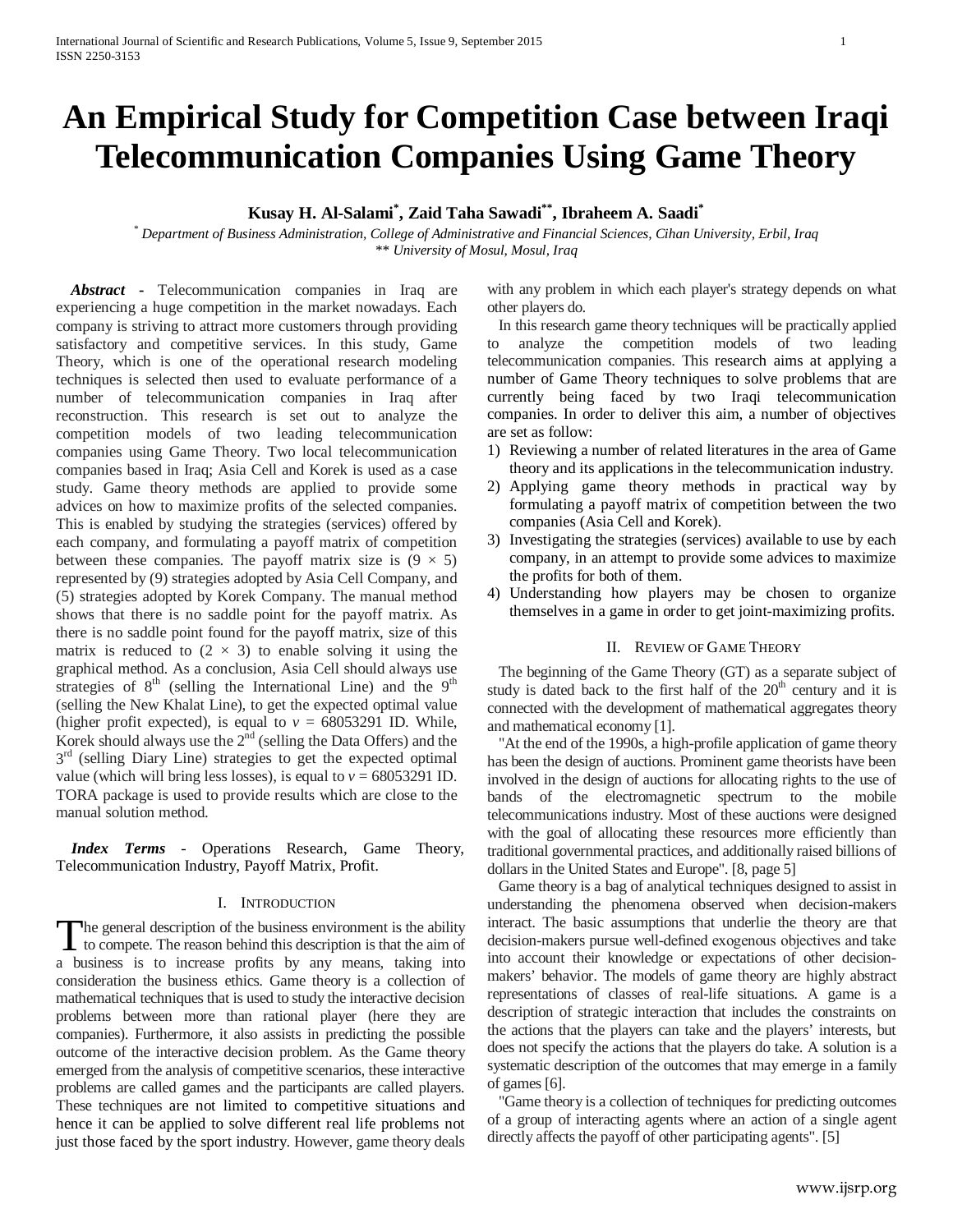# An Empirical Study for Competition Case between Iraqi Telecommunication Companies Using Game Theory

**Kusay H. Al-Salami[*], Zaid Taha Sawadi[**], Ibraheem A. Saadi[*]**

[*] *Department of Business Administration, College of Administrative and Financial Sciences, Cihan University, Erbil, Iraq*
[**] *University of Mosul, Mosul, Iraq*

***Abstract*** **-** Telecommunication companies in Iraq are experiencing a huge competition in the market nowadays. Each company is striving to attract more customers through providing satisfactory and competitive services. In this study, Game Theory, which is one of the operational research modeling techniques is selected then used to evaluate performance of a number of telecommunication companies in Iraq after reconstruction. This research is set out to analyze the competition models of two leading telecommunication companies using Game Theory. Two local telecommunication companies based in Iraq; Asia Cell and Korek is used as a case study. Game theory methods are applied to provide some advices on how to maximize profits of the selected companies. This is enabled by studying the strategies (services) offered by each company, and formulating a payoff matrix of competition between these companies. The payoff matrix size is $(9 \times 5)$ represented by (9) strategies adopted by Asia Cell Company, and (5) strategies adopted by Korek Company. The manual method shows that there is no saddle point for the payoff matrix. As there is no saddle point found for the payoff matrix, size of this matrix is reduced to $(2 \times 3)$ to enable solving it using the graphical method. As a conclusion, Asia Cell should always use strategies of $8^{th}$ (selling the International Line) and the $9^{th}$ (selling the New Khalat Line), to get the expected optimal value (higher profit expected), is equal to $v = 68053291$ ID. While, Korek should always use the $2^{nd}$ (selling the Data Offers) and the $3^{rd}$ (selling Diary Line) strategies to get the expected optimal value (which will bring less losses), is equal to $v = 68053291$ ID. TORA package is used to provide results which are close to the manual solution method.

***Index Terms*** - Operations Research, Game Theory, Telecommunication Industry, Payoff Matrix, Profit.

## I. Introduction

The general description of the business environment is the ability to compete. The reason behind this description is that the aim of a business is to increase profits by any means, taking into consideration the business ethics. Game theory is a collection of mathematical techniques that is used to study the interactive decision problems between more than rational player (here they are companies). Furthermore, it also assists in predicting the possible outcome of the interactive decision problem. As the Game theory emerged from the analysis of competitive scenarios, these interactive problems are called games and the participants are called players. These techniques are not limited to competitive situations and hence it can be applied to solve different real life problems not just those faced by the sport industry. However, game theory deals with any problem in which each player's strategy depends on what other players do.

In this research game theory techniques will be practically applied to analyze the competition models of two leading telecommunication companies. This research aims at applying a number of Game Theory techniques to solve problems that are currently being faced by two Iraqi telecommunication companies. In order to deliver this aim, a number of objectives are set as follow:

1) Reviewing a number of related literatures in the area of Game theory and its applications in the telecommunication industry.
2) Applying game theory methods in practical way by formulating a payoff matrix of competition between the two companies (Asia Cell and Korek).
3) Investigating the strategies (services) available to use by each company, in an attempt to provide some advices to maximize the profits for both of them.
4) Understanding how players may be chosen to organize themselves in a game in order to get joint-maximizing profits.

## II. Review of Game Theory

The beginning of the Game Theory (GT) as a separate subject of study is dated back to the first half of the $20^{th}$ century and it is connected with the development of mathematical aggregates theory and mathematical economy [1].

"At the end of the 1990s, a high-profile application of game theory has been the design of auctions. Prominent game theorists have been involved in the design of auctions for allocating rights to the use of bands of the electromagnetic spectrum to the mobile telecommunications industry. Most of these auctions were designed with the goal of allocating these resources more efficiently than traditional governmental practices, and additionally raised billions of dollars in the United States and Europe". [8, page 5]

Game theory is a bag of analytical techniques designed to assist in understanding the phenomena observed when decision-makers interact. The basic assumptions that underlie the theory are that decision-makers pursue well-defined exogenous objectives and take into account their knowledge or expectations of other decision-makers' behavior. The models of game theory are highly abstract representations of classes of real-life situations. A game is a description of strategic interaction that includes the constraints on the actions that the players can take and the players' interests, but does not specify the actions that the players do take. A solution is a systematic description of the outcomes that may emerge in a family of games [6].

"Game theory is a collection of techniques for predicting outcomes of a group of interacting agents where an action of a single agent directly affects the payoff of other participating agents". [5]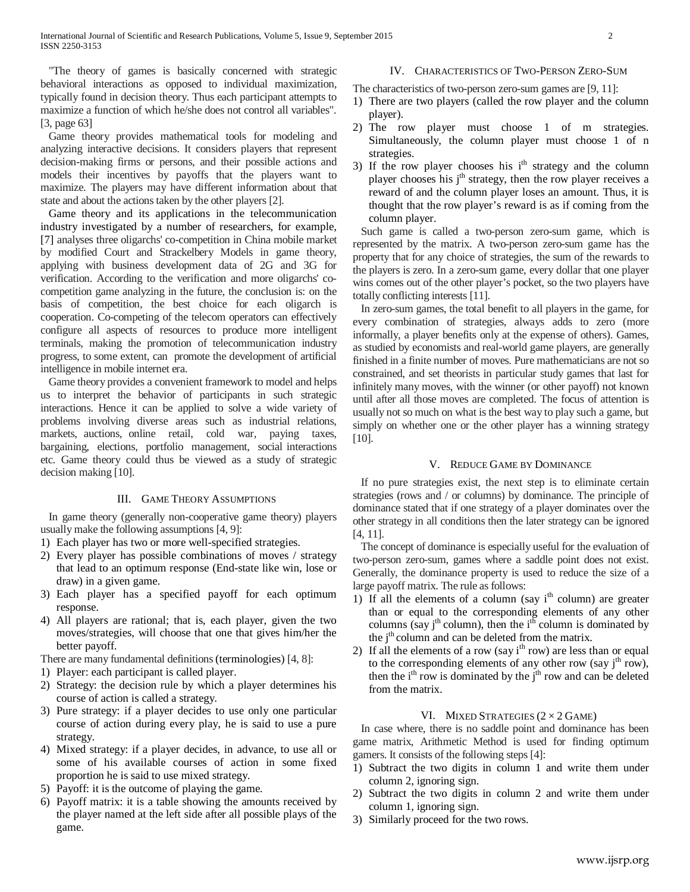"The theory of games is basically concerned with strategic behavioral interactions as opposed to individual maximization, typically found in decision theory. Thus each participant attempts to maximize a function of which he/she does not control all variables". [3, page 63]

Game theory provides mathematical tools for modeling and analyzing interactive decisions. It considers players that represent decision-making firms or persons, and their possible actions and models their incentives by payoffs that the players want to maximize. The players may have different information about that state and about the actions taken by the other players [2].

Game theory and its applications in the telecommunication industry investigated by a number of researchers, for example, [7] analyses three oligarchs' co-competition in China mobile market by modified Court and Strackelbery Models in game theory, applying with business development data of 2G and 3G for verification. According to the verification and more oligarchs' co-competition game analyzing in the future, the conclusion is: on the basis of competition, the best choice for each oligarch is cooperation. Co-competing of the telecom operators can effectively configure all aspects of resources to produce more intelligent terminals, making the promotion of telecommunication industry progress, to some extent, can promote the development of artificial intelligence in mobile internet era.

Game theory provides a convenient framework to model and helps us to interpret the behavior of participants in such strategic interactions. Hence it can be applied to solve a wide variety of problems involving diverse areas such as industrial relations, markets, auctions, online retail, cold war, paying taxes, bargaining, elections, portfolio management, social interactions etc. Game theory could thus be viewed as a study of strategic decision making [10].

## III. Game Theory Assumptions

In game theory (generally non-cooperative game theory) players usually make the following assumptions [4, 9]:

1) Each player has two or more well-specified strategies.
2) Every player has possible combinations of moves / strategy that lead to an optimum response (End-state like win, lose or draw) in a given game.
3) Each player has a specified payoff for each optimum response.
4) All players are rational; that is, each player, given the two moves/strategies, will choose that one that gives him/her the better payoff.

There are many fundamental definitions (terminologies) [4, 8]:

1) Player: each participant is called player.
2) Strategy: the decision rule by which a player determines his course of action is called a strategy.
3) Pure strategy: if a player decides to use only one particular course of action during every play, he is said to use a pure strategy.
4) Mixed strategy: if a player decides, in advance, to use all or some of his available courses of action in some fixed proportion he is said to use mixed strategy.
5) Payoff: it is the outcome of playing the game.
6) Payoff matrix: it is a table showing the amounts received by the player named at the left side after all possible plays of the game.

## IV. Characteristics of Two-Person Zero-Sum

The characteristics of two-person zero-sum games are [9, 11]:

1) There are two players (called the row player and the column player).
2) The row player must choose 1 of m strategies. Simultaneously, the column player must choose 1 of n strategies.
3) If the row player chooses his $i^{th}$ strategy and the column player chooses his $j^{th}$ strategy, then the row player receives a reward of and the column player loses an amount. Thus, it is thought that the row player's reward is as if coming from the column player.

Such game is called a two-person zero-sum game, which is represented by the matrix. A two-person zero-sum game has the property that for any choice of strategies, the sum of the rewards to the players is zero. In a zero-sum game, every dollar that one player wins comes out of the other player's pocket, so the two players have totally conflicting interests [11].

In zero-sum games, the total benefit to all players in the game, for every combination of strategies, always adds to zero (more informally, a player benefits only at the expense of others). Games, as studied by economists and real-world game players, are generally finished in a finite number of moves. Pure mathematicians are not so constrained, and set theorists in particular study games that last for infinitely many moves, with the winner (or other payoff) not known until after all those moves are completed. The focus of attention is usually not so much on what is the best way to play such a game, but simply on whether one or the other player has a winning strategy [10].

## V. Reduce Game by Dominance

If no pure strategies exist, the next step is to eliminate certain strategies (rows and / or columns) by dominance. The principle of dominance stated that if one strategy of a player dominates over the other strategy in all conditions then the later strategy can be ignored [4, 11].

The concept of dominance is especially useful for the evaluation of two-person zero-sum, games where a saddle point does not exist. Generally, the dominance property is used to reduce the size of a large payoff matrix. The rule as follows:

1) If all the elements of a column (say $i^{th}$ column) are greater than or equal to the corresponding elements of any other columns (say $j^{th}$ column), then the $i^{th}$ column is dominated by the $j^{th}$ column and can be deleted from the matrix.
2) If all the elements of a row (say $i^{th}$ row) are less than or equal to the corresponding elements of any other row (say $j^{th}$ row), then the $i^{th}$ row is dominated by the $j^{th}$ row and can be deleted from the matrix.

## VI. Mixed Strategies ($2 \times 2$ Game)

In case where, there is no saddle point and dominance has been game matrix, Arithmetic Method is used for finding optimum gamers. It consists of the following steps [4]:

1) Subtract the two digits in column 1 and write them under column 2, ignoring sign.
2) Subtract the two digits in column 2 and write them under column 1, ignoring sign.
3) Similarly proceed for the two rows.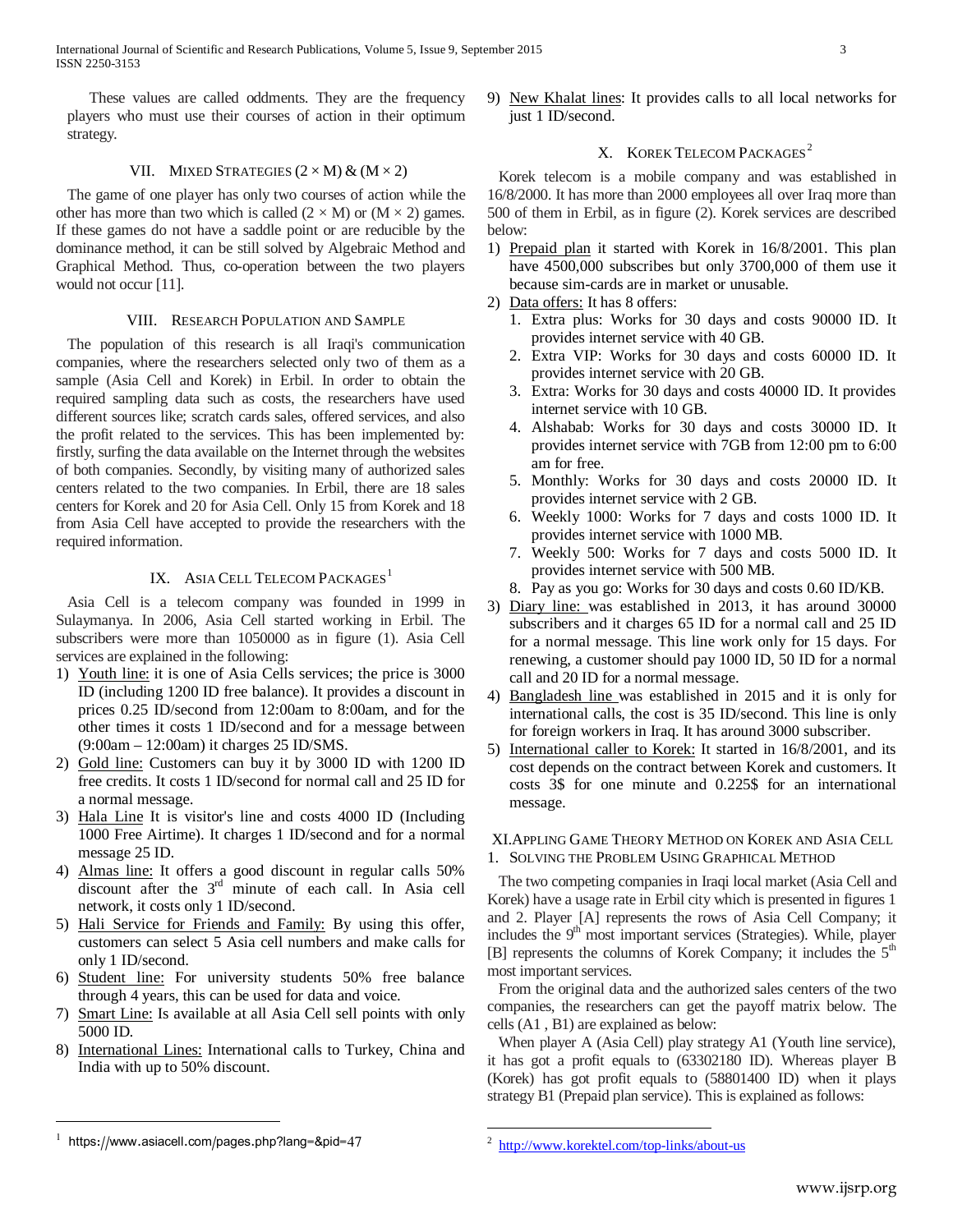These values are called oddments. They are the frequency players who must use their courses of action in their optimum strategy.

## VII. Mixed Strategies (2 × M) & (M × 2)

The game of one player has only two courses of action while the other has more than two which is called (2 × M) or (M × 2) games. If these games do not have a saddle point or are reducible by the dominance method, it can be still solved by Algebraic Method and Graphical Method. Thus, co-operation between the two players would not occur [11].

## VIII. Research Population and Sample

The population of this research is all Iraqi's communication companies, where the researchers selected only two of them as a sample (Asia Cell and Korek) in Erbil. In order to obtain the required sampling data such as costs, the researchers have used different sources like; scratch cards sales, offered services, and also the profit related to the services. This has been implemented by: firstly, surfing the data available on the Internet through the websites of both companies. Secondly, by visiting many of authorized sales centers related to the two companies. In Erbil, there are 18 sales centers for Korek and 20 for Asia Cell. Only 15 from Korek and 18 from Asia Cell have accepted to provide the researchers with the required information.

## IX. Asia Cell Telecom Packages[1]

Asia Cell is a telecom company was founded in 1999 in Sulaymanya. In 2006, Asia Cell started working in Erbil. The subscribers were more than 1050000 as in figure (1). Asia Cell services are explained in the following:

1) Youth line: it is one of Asia Cells services; the price is 3000 ID (including 1200 ID free balance). It provides a discount in prices 0.25 ID/second from 12:00am to 8:00am, and for the other times it costs 1 ID/second and for a message between (9:00am – 12:00am) it charges 25 ID/SMS.
2) Gold line: Customers can buy it by 3000 ID with 1200 ID free credits. It costs 1 ID/second for normal call and 25 ID for a normal message.
3) Hala Line It is visitor's line and costs 4000 ID (Including 1000 Free Airtime). It charges 1 ID/second and for a normal message 25 ID.
4) Almas line: It offers a good discount in regular calls 50% discount after the 3rd minute of each call. In Asia cell network, it costs only 1 ID/second.
5) Hali Service for Friends and Family: By using this offer, customers can select 5 Asia cell numbers and make calls for only 1 ID/second.
6) Student line: For university students 50% free balance through 4 years, this can be used for data and voice.
7) Smart Line: Is available at all Asia Cell sell points with only 5000 ID.
8) International Lines: International calls to Turkey, China and India with up to 50% discount.
9) New Khalat lines: It provides calls to all local networks for just 1 ID/second.

## X. Korek Telecom Packages[2]

Korek telecom is a mobile company and was established in 16/8/2000. It has more than 2000 employees all over Iraq more than 500 of them in Erbil, as in figure (2). Korek services are described below:

1) Prepaid plan it started with Korek in 16/8/2001. This plan have 4500,000 subscribes but only 3700,000 of them use it because sim-cards are in market or unusable.
2) Data offers: It has 8 offers:
   1. Extra plus: Works for 30 days and costs 90000 ID. It provides internet service with 40 GB.
   2. Extra VIP: Works for 30 days and costs 60000 ID. It provides internet service with 20 GB.
   3. Extra: Works for 30 days and costs 40000 ID. It provides internet service with 10 GB.
   4. Alshabab: Works for 30 days and costs 30000 ID. It provides internet service with 7GB from 12:00 pm to 6:00 am for free.
   5. Monthly: Works for 30 days and costs 20000 ID. It provides internet service with 2 GB.
   6. Weekly 1000: Works for 7 days and costs 1000 ID. It provides internet service with 1000 MB.
   7. Weekly 500: Works for 7 days and costs 5000 ID. It provides internet service with 500 MB.
   8. Pay as you go: Works for 30 days and costs 0.60 ID/KB.
3) Diary line: was established in 2013, it has around 30000 subscribers and it charges 65 ID for a normal call and 25 ID for a normal message. This line work only for 15 days. For renewing, a customer should pay 1000 ID, 50 ID for a normal call and 20 ID for a normal message.
4) Bangladesh line was established in 2015 and it is only for international calls, the cost is 35 ID/second. This line is only for foreign workers in Iraq. It has around 3000 subscriber.
5) International caller to Korek: It started in 16/8/2001, and its cost depends on the contract between Korek and customers. It costs 3$ for one minute and 0.225$ for an international message.

## XI. Appling Game Theory Method on Korek and Asia Cell

### 1. Solving the Problem Using Graphical Method

The two competing companies in Iraqi local market (Asia Cell and Korek) have a usage rate in Erbil city which is presented in figures 1 and 2. Player [A] represents the rows of Asia Cell Company; it includes the 9th most important services (Strategies). While, player [B] represents the columns of Korek Company; it includes the 5th most important services.

From the original data and the authorized sales centers of the two companies, the researchers can get the payoff matrix below. The cells (A1 , B1) are explained as below:

When player A (Asia Cell) play strategy A1 (Youth line service), it has got a profit equals to (63302180 ID). Whereas player B (Korek) has got profit equals to (58801400 ID) when it plays strategy B1 (Prepaid plan service). This is explained as follows:

---

[1] https://www.asiacell.com/pages.php?lang=&pid=47

[2] http://www.korektel.com/top-links/about-us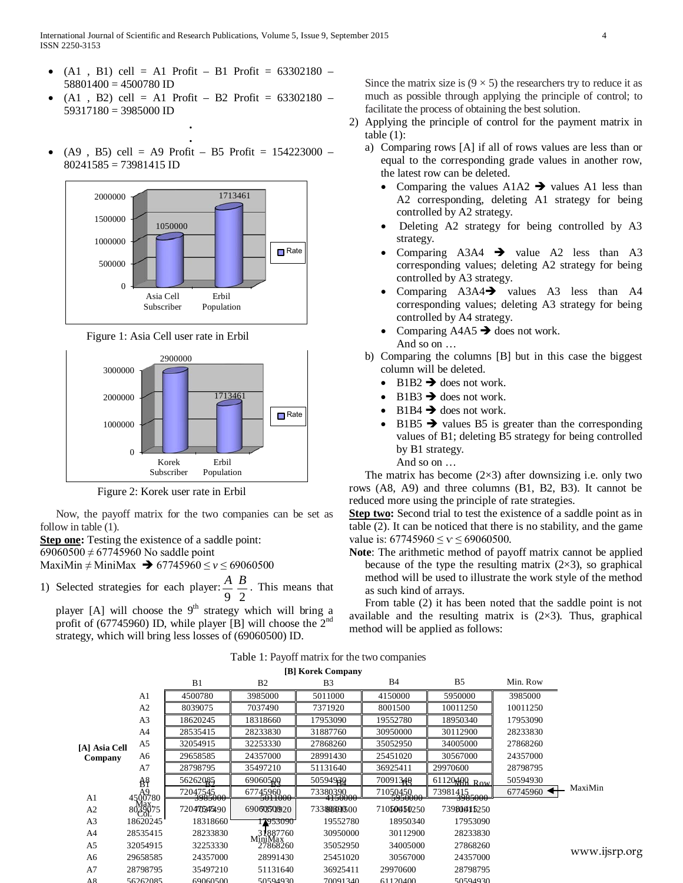- (A1 , B1) cell = A1 Profit – B1 Profit = 63302180 – 58801400 = 4500780 ID
- (A1 , B2) cell = A1 Profit – B2 Profit = 63302180 – 59317180 = 3985000 ID

.
.

- (A9 , B5) cell = A9 Profit – B5 Profit = 154223000 – 80241585 = 73981415 ID

| | Rate |
|---|---|
| Asia Cell Subscriber | 1050000 |
| Erbil Population | 1713461 |

Figure 1: Asia Cell user rate in Erbil

| | Rate |
|---|---|
| Korek Subscriber | 2900000 |
| Erbil Population | 1713461 |

Figure 2: Korek user rate in Erbil

Now, the payoff matrix for the two companies can be set as follow in table (1).

**Step one:** Testing the existence of a saddle point:

$69060500 \neq 67745960$ No saddle point

MaxiMin ≠ MiniMax ➔ $67745960 \leq v \leq 69060500$

1) Selected strategies for each player: $\frac{A}{9}\ \frac{B}{2}$. This means that player [A] will choose the 9[th] strategy which will bring a profit of (67745960) ID, while player [B] will choose the 2[nd] strategy, which will bring less losses of (69060500) ID.

Since the matrix size is (9 × 5) the researchers try to reduce it as much as possible through applying the principle of control; to facilitate the process of obtaining the best solution.

2) Applying the principle of control for the payment matrix in table (1):
   a) Comparing rows [A] if all of rows values are less than or equal to the corresponding grade values in another row, the latest row can be deleted.
      - Comparing the values A1A2 ➔ values A1 less than A2 corresponding, deleting A1 strategy for being controlled by A2 strategy.
      - Deleting A2 strategy for being controlled by A3 strategy.
      - Comparing A3A4 ➔ value A2 less than A3 corresponding values; deleting A2 strategy for being controlled by A3 strategy.
      - Comparing A3A4➔ values A3 less than A4 corresponding values; deleting A3 strategy for being controlled by A4 strategy.
      - Comparing A4A5 ➔ does not work.

      And so on …
   b) Comparing the columns [B] but in this case the biggest column will be deleted.
      - B1B2 ➔ does not work.
      - B1B3 ➔ does not work.
      - B1B4 ➔ does not work.
      - B1B5 ➔ values B5 is greater than the corresponding values of B1; deleting B5 strategy for being controlled by B1 strategy.

      And so on …

The matrix has become (2×3) after downsizing i.e. only two rows (A8, A9) and three columns (B1, B2, B3). It cannot be reduced more using the principle of rate strategies.

**Step two:** Second trial to test the existence of a saddle point as in table (2). It can be noticed that there is no stability, and the game value is: $67745960 \leq v \leq 69060500$.

**Note**: The arithmetic method of payoff matrix cannot be applied because of the type the resulting matrix (2×3), so graphical method will be used to illustrate the work style of the method as such kind of arrays.

From table (2) it has been noted that the saddle point is not available and the resulting matrix is (2×3). Thus, graphical method will be applied as follows:

Table 1: Payoff matrix for the two companies

| | [B] Korek Company | | | | | |
|---|---|---|---|---|---|---|
| **[A] Asia Cell Company** | B1 | B2 | B3 | B4 | B5 | Min. Row |
| A1 | 4500780 | 3985000 | 5011000 | 4150000 | 5950000 | 3985000 |
| A2 | 8039075 | 7037490 | 7371920 | 8001500 | 10011250 | 10011250 |
| A3 | 18620245 | 18318660 | 17953090 | 19552780 | 18950340 | 17953090 |
| A4 | 28535415 | 28233830 | 31887760 | 30950000 | 30112900 | 28233830 |
| A5 | 32054915 | 32253330 | 27868260 | 35052950 | 34005000 | 27868260 |
| A6 | 29658585 | 24357000 | 28991430 | 25451020 | 30567000 | 24357000 |
| A7 | 28798795 | 35497210 | 51131640 | 36925411 | 29970600 | 28798795 |
| A8 | 56262085 | 69060500 | 50594930 | 70091340 | 61120400 | 50594930 |
| A9 | 72047545 | 67745960 | 73380390 | 71050450 | 73981415 | 67745960 ◄ MaxiMin |
| Max Col. | 72047545 | 69060500 | 73380390 | 71050450 | 73981415 | |
| | | ↑ MiniMax | | | | |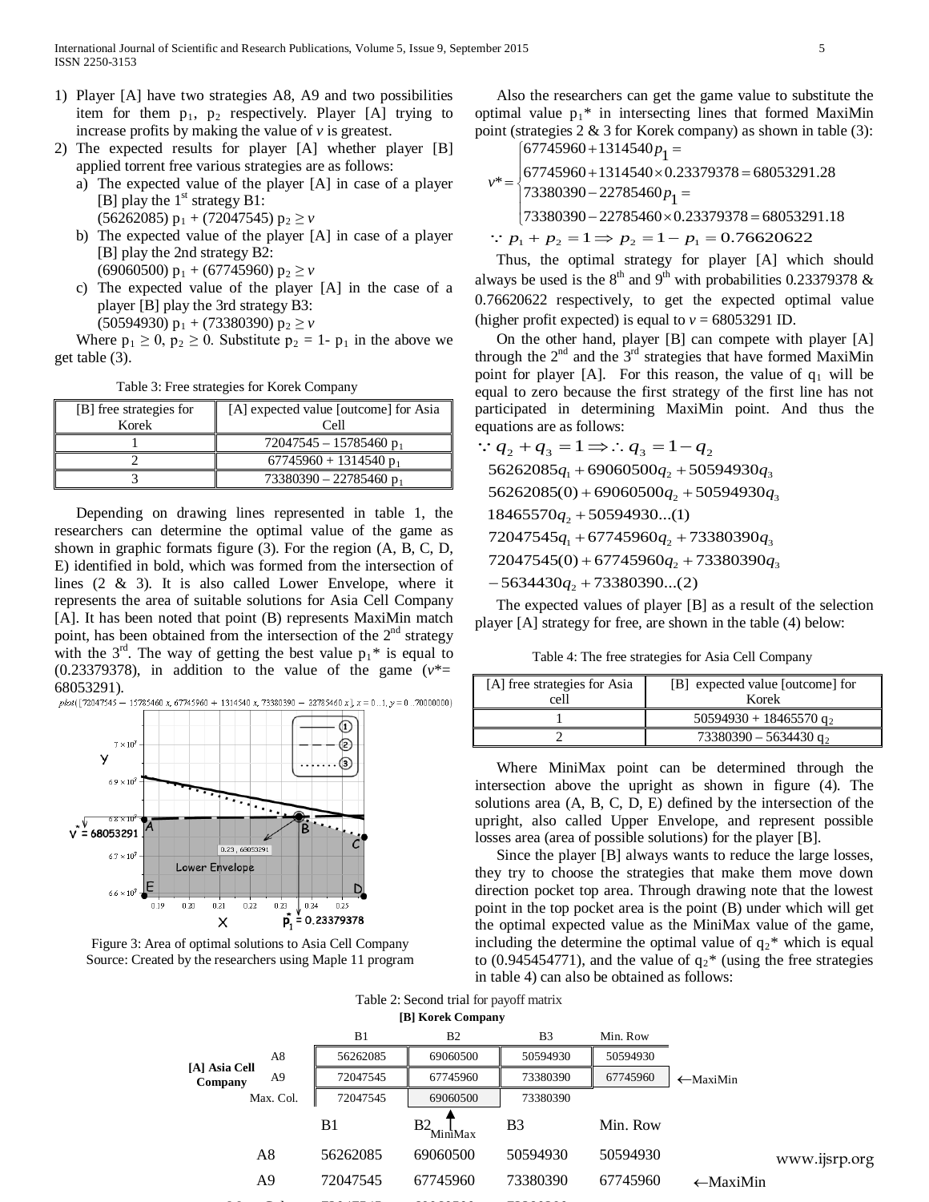1) Player [A] have two strategies A8, A9 and two possibilities item for them $p_1$, $p_2$ respectively. Player [A] trying to increase profits by making the value of $v$ is greatest.
2) The expected results for player [A] whether player [B] applied torrent free various strategies are as follows:
   a) The expected value of the player [A] in case of a player [B] play the 1st strategy B1:
      $(56262085)\ p_1 + (72047545)\ p_2 \geq v$
   b) The expected value of the player [A] in case of a player [B] play the 2nd strategy B2:
      $(69060500)\ p_1 + (67745960)\ p_2 \geq v$
   c) The expected value of the player [A] in the case of a player [B] play the 3rd strategy B3:
      $(50594930)\ p_1 + (73380390)\ p_2 \geq v$

Where $p_1 \geq 0$, $p_2 \geq 0$. Substitute $p_2 = 1 - p_1$ in the above we get table (3).

Table 3: Free strategies for Korek Company

| [B] free strategies for Korek | [A] expected value [outcome] for Asia Cell |
|---|---|
| 1 | $72047545 – 15785460\ p_1$ |
| 2 | $67745960 + 1314540\ p_1$ |
| 3 | $73380390 – 22785460\ p_1$ |

Depending on drawing lines represented in table 1, the researchers can determine the optimal value of the game as shown in graphic formats figure (3). For the region (A, B, C, D, E) identified in bold, which was formed from the intersection of lines (2 & 3). It is also called Lower Envelope, where it represents the area of suitable solutions for Asia Cell Company [A]. It has been noted that point (B) represents MaxiMin match point, has been obtained from the intersection of the 2nd strategy with the 3rd. The way of getting the best value $p_1^*$ is equal to (0.23379378), in addition to the value of the game ($v^* = 68053291$).

Figure 3: Area of optimal solutions to Asia Cell Company
Source: Created by the researchers using Maple 11 program

Also the researchers can get the game value to substitute the optimal value $p_1^*$ in intersecting lines that formed MaxiMin point (strategies 2 & 3 for Korek company) as shown in table (3):

$$v^* = \begin{cases} 67745960 + 1314540 p_1 = \\ 67745960 + 1314540 \times 0.23379378 = 68053291.28 \\ 73380390 - 22785460 p_1 = \\ 73380390 - 22785460 \times 0.23379378 = 68053291.18 \end{cases}$$

$$\because p_1 + p_2 = 1 \Rightarrow p_2 = 1 - p_1 = 0.76620622$$

Thus, the optimal strategy for player [A] which should always be used is the 8th and 9th with probabilities 0.23379378 & 0.76620622 respectively, to get the expected optimal value (higher profit expected) is equal to $v = 68053291$ ID.

On the other hand, player [B] can compete with player [A] through the 2nd and the 3rd strategies that have formed MaxiMin point for player [A]. For this reason, the value of $q_1$ will be equal to zero because the first strategy of the first line has not participated in determining MaxiMin point. And thus the equations are as follows:

$$\because q_2 + q_3 = 1 \Rightarrow \therefore q_3 = 1 - q_2$$

$$56262085 q_1 + 69060500 q_2 + 50594930 q_3$$

$$56262085(0) + 69060500 q_2 + 50594930 q_3$$

$$18465570 q_2 + 50594930 \ldots (1)$$

$$72047545 q_1 + 67745960 q_2 + 73380390 q_3$$

$$72047545(0) + 67745960 q_2 + 73380390 q_3$$

$$-5634430 q_2 + 73380390 \ldots (2)$$

The expected values of player [B] as a result of the selection player [A] strategy for free, are shown in the table (4) below:

Table 4: The free strategies for Asia Cell Company

| [A] free strategies for Asia cell | [B] expected value [outcome] for Korek |
|---|---|
| 1 | $50594930 + 18465570\ q_2$ |
| 2 | $73380390 – 5634430\ q_2$ |

Where MiniMax point can be determined through the intersection above the upright as shown in figure (4). The solutions area (A, B, C, D, E) defined by the intersection of the upright, also called Upper Envelope, and represent possible losses area (area of possible solutions) for the player [B].

Since the player [B] always wants to reduce the large losses, they try to choose the strategies that make them move down direction pocket top area. Through drawing note that the lowest point in the top pocket area is the point (B) under which will get the optimal expected value as the MiniMax value of the game, including the determine the optimal value of $q_2^*$ which is equal to (0.945454771), and the value of $q_2^*$ (using the free strategies in table 4) can also be obtained as follows:

Table 2: Second trial for payoff matrix

| | | [B] Korek Company | | | | |
|---|---|---|---|---|---|---|
| | | B1 | B2 | B3 | Min. Row | |
| [A] Asia Cell Company | A8 | 56262085 | 69060500 | 50594930 | 50594930 | |
| | A9 | 72047545 | 67745960 | 73380390 | 67745960 | ←MaxiMin |
| | Max. Col. | 72047545 | 69060500 | 73380390 | | |
| | | | MiniMax | | | |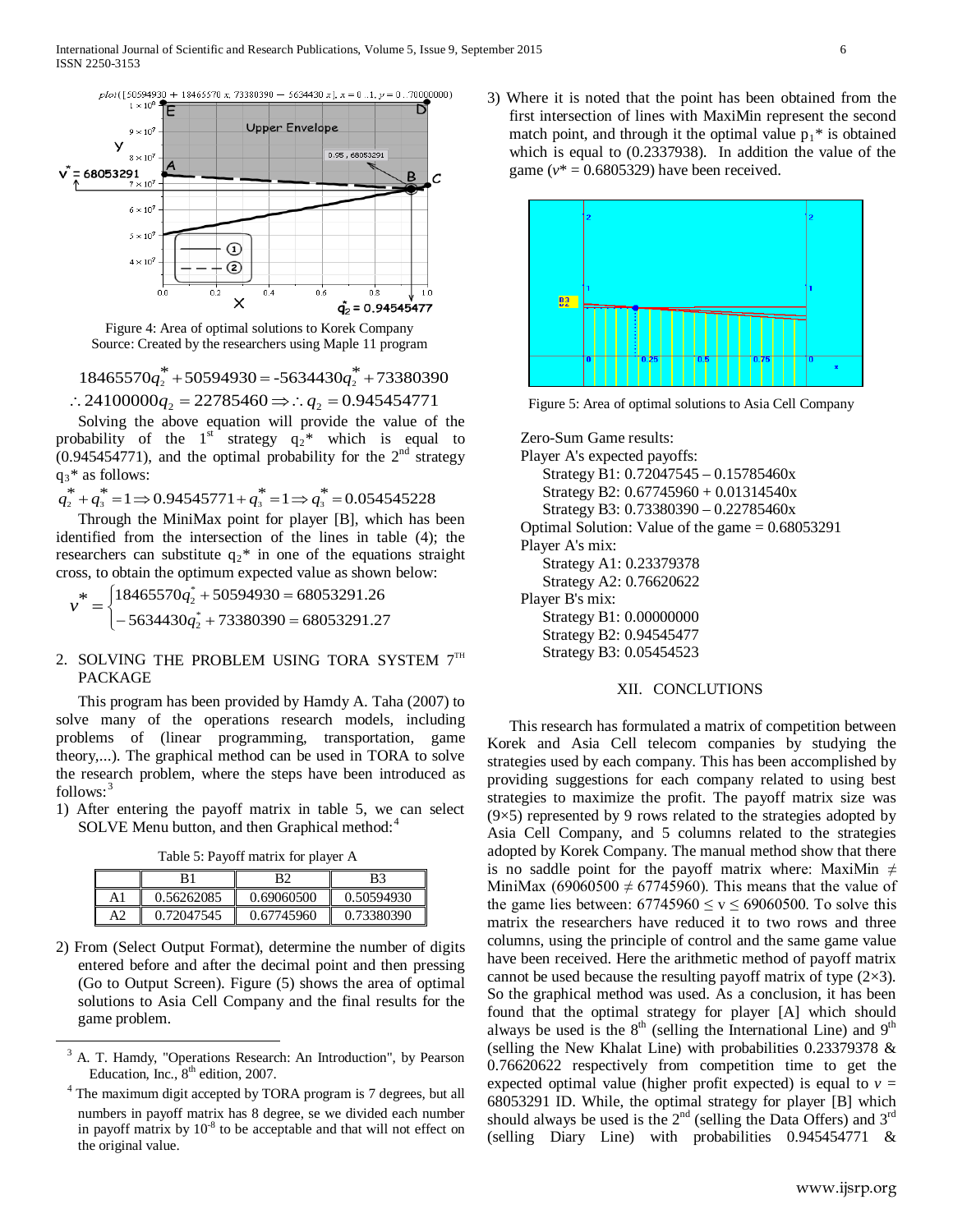Figure 4: Area of optimal solutions to Korek Company
Source: Created by the researchers using Maple 11 program

$$18465570q_2^* + 50594930 = -5634430q_2^* + 73380390$$
$$\therefore 24100000q_2 = 22785460 \Rightarrow \therefore q_2 = 0.945454771$$

Solving the above equation will provide the value of the probability of the 1[st] strategy $q_2^*$ which is equal to (0.945454771), and the optimal probability for the 2[nd] strategy $q_3^*$ as follows:

$$q_2^* + q_3^* = 1 \Rightarrow 0.94545771 + q_3^* = 1 \Rightarrow q_3^* = 0.054545228$$

Through the MiniMax point for player [B], which has been identified from the intersection of the lines in table (4); the researchers can substitute $q_2^*$ in one of the equations straight cross, to obtain the optimum expected value as shown below:

$$v^* = \begin{cases} 18465570q_2^* + 50594930 = 68053291.26 \\ -5634430q_2^* + 73380390 = 68053291.27 \end{cases}$$

2. SOLVING THE PROBLEM USING TORA SYSTEM 7[TH] PACKAGE

This program has been provided by Hamdy A. Taha (2007) to solve many of the operations research models, including problems of (linear programming, transportation, game theory,...). The graphical method can be used in TORA to solve the research problem, where the steps have been introduced as follows:[3]

1) After entering the payoff matrix in table 5, we can select SOLVE Menu button, and then Graphical method:[4]

Table 5: Payoff matrix for player A

| | B1 | B2 | B3 |
|---|---|---|---|
| A1 | 0.56262085 | 0.69060500 | 0.50594930 |
| A2 | 0.72047545 | 0.67745960 | 0.73380390 |

2) From (Select Output Format), determine the number of digits entered before and after the decimal point and then pressing (Go to Output Screen). Figure (5) shows the area of optimal solutions to Asia Cell Company and the final results for the game problem.

3) Where it is noted that the point has been obtained from the first intersection of lines with MaxiMin represent the second match point, and through it the optimal value $p_1^*$ is obtained which is equal to (0.2337938). In addition the value of the game ($v^* = 0.6805329$) have been received.

Figure 5: Area of optimal solutions to Asia Cell Company

Zero-Sum Game results:
Player A's expected payoffs:
Strategy B1: 0.72047545 – 0.15785460x
Strategy B2: 0.67745960 + 0.01314540x
Strategy B3: 0.73380390 – 0.22785460x
Optimal Solution: Value of the game = 0.68053291
Player A's mix:
Strategy A1: 0.23379378
Strategy A2: 0.76620622
Player B's mix:
Strategy B1: 0.00000000
Strategy B2: 0.94545477
Strategy B3: 0.05454523

## XII. CONCLUTIONS

This research has formulated a matrix of competition between Korek and Asia Cell telecom companies by studying the strategies used by each company. This has been accomplished by providing suggestions for each company related to using best strategies to maximize the profit. The payoff matrix size was (9×5) represented by 9 rows related to the strategies adopted by Asia Cell Company, and 5 columns related to the strategies adopted by Korek Company. The manual method show that there is no saddle point for the payoff matrix where: MaxiMin ≠ MiniMax (69060500 ≠ 67745960). This means that the value of the game lies between: $67745960 \leq v \leq 69060500$. To solve this matrix the researchers have reduced it to two rows and three columns, using the principle of control and the same game value have been received. Here the arithmetic method of payoff matrix cannot be used because the resulting payoff matrix of type (2×3). So the graphical method was used. As a conclusion, it has been found that the optimal strategy for player [A] which should always be used is the 8[th] (selling the International Line) and 9[th] (selling the New Khalat Line) with probabilities 0.23379378 & 0.76620622 respectively from competition time to get the expected optimal value (higher profit expected) is equal to $v$ = 68053291 ID. While, the optimal strategy for player [B] which should always be used is the 2[nd] (selling the Data Offers) and 3[rd] (selling Diary Line) with probabilities 0.945454771 &

---

[3] A. T. Hamdy, "Operations Research: An Introduction", by Pearson Education, Inc., 8[th] edition, 2007.

[4] The maximum digit accepted by TORA program is 7 degrees, but all numbers in payoff matrix has 8 degree, se we divided each number in payoff matrix by $10^{-8}$ to be acceptable and that will not effect on the original value.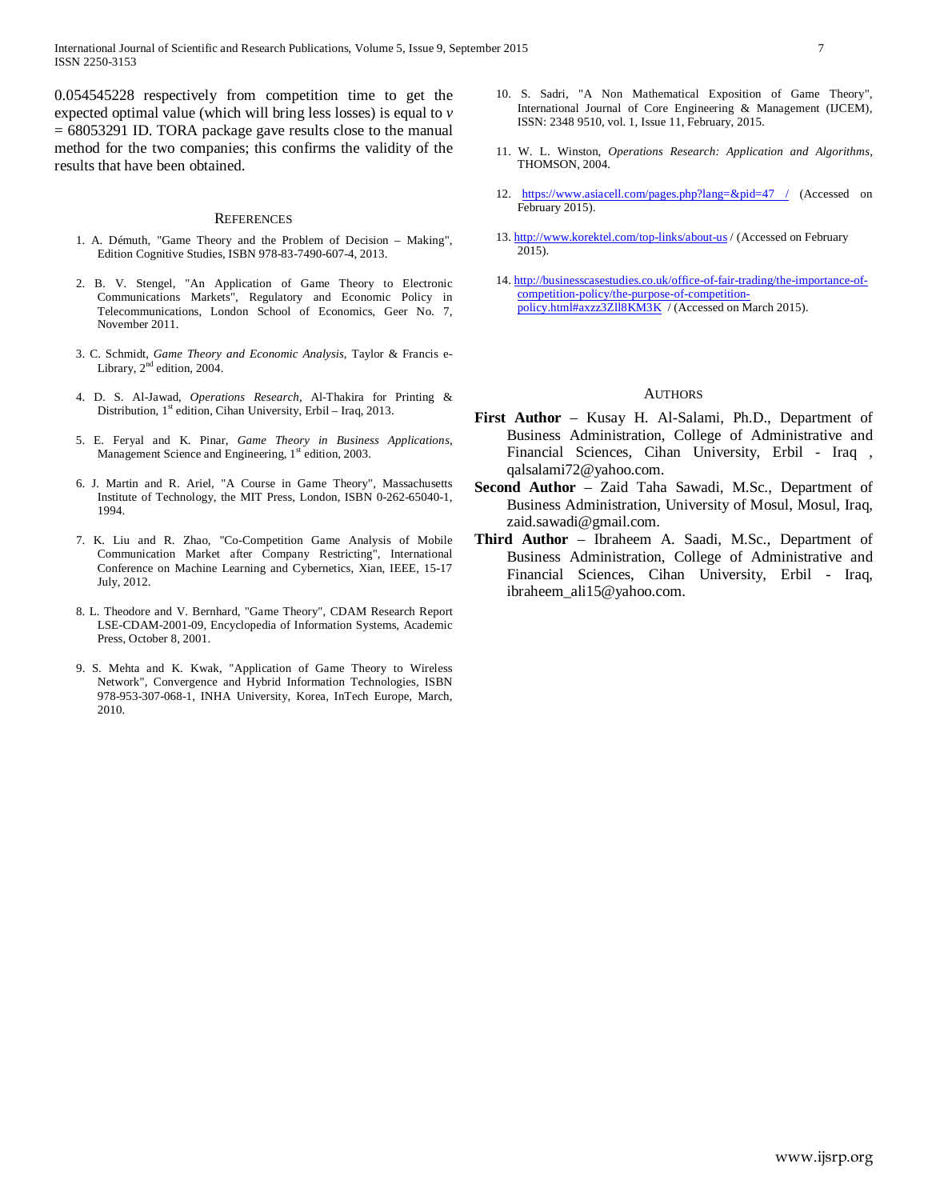0.054545228 respectively from competition time to get the expected optimal value (which will bring less losses) is equal to $v$ = 68053291 ID. TORA package gave results close to the manual method for the two companies; this confirms the validity of the results that have been obtained.

## References

1. A. Démuth, "Game Theory and the Problem of Decision – Making", Edition Cognitive Studies, ISBN 978-83-7490-607-4, 2013.
2. B. V. Stengel, "An Application of Game Theory to Electronic Communications Markets", Regulatory and Economic Policy in Telecommunications, London School of Economics, Geer No. 7, November 2011.
3. C. Schmidt, *Game Theory and Economic Analysis*, Taylor & Francis e-Library, 2nd edition, 2004.
4. D. S. Al-Jawad, *Operations Research*, Al-Thakira for Printing & Distribution, 1st edition, Cihan University, Erbil – Iraq, 2013.
5. E. Feryal and K. Pinar, *Game Theory in Business Applications*, Management Science and Engineering, 1st edition, 2003.
6. J. Martin and R. Ariel, "A Course in Game Theory", Massachusetts Institute of Technology, the MIT Press, London, ISBN 0-262-65040-1, 1994.
7. K. Liu and R. Zhao, "Co-Competition Game Analysis of Mobile Communication Market after Company Restricting", International Conference on Machine Learning and Cybernetics, Xian, IEEE, 15-17 July, 2012.
8. L. Theodore and V. Bernhard, "Game Theory", CDAM Research Report LSE-CDAM-2001-09, Encyclopedia of Information Systems, Academic Press, October 8, 2001.
9. S. Mehta and K. Kwak, "Application of Game Theory to Wireless Network", Convergence and Hybrid Information Technologies, ISBN 978-953-307-068-1, INHA University, Korea, InTech Europe, March, 2010.
10. S. Sadri, "A Non Mathematical Exposition of Game Theory", International Journal of Core Engineering & Management (IJCEM), ISSN: 2348 9510, vol. 1, Issue 11, February, 2015.
11. W. L. Winston, *Operations Research: Application and Algorithms*, THOMSON, 2004.
12. https://www.asiacell.com/pages.php?lang=&pid=47 / (Accessed on February 2015).
13. http://www.korektel.com/top-links/about-us / (Accessed on February 2015).
14. http://businesscasestudies.co.uk/office-of-fair-trading/the-importance-of-competition-policy/the-purpose-of-competition-policy.html#axzz3Zll8KM3K / (Accessed on March 2015).

## Authors

**First Author** – Kusay H. Al-Salami, Ph.D., Department of Business Administration, College of Administrative and Financial Sciences, Cihan University, Erbil - Iraq , qalsalami72@yahoo.com.

**Second Author** – Zaid Taha Sawadi, M.Sc., Department of Business Administration, University of Mosul, Mosul, Iraq, zaid.sawadi@gmail.com.

**Third Author** – Ibraheem A. Saadi, M.Sc., Department of Business Administration, College of Administrative and Financial Sciences, Cihan University, Erbil - Iraq, ibraheem_ali15@yahoo.com.